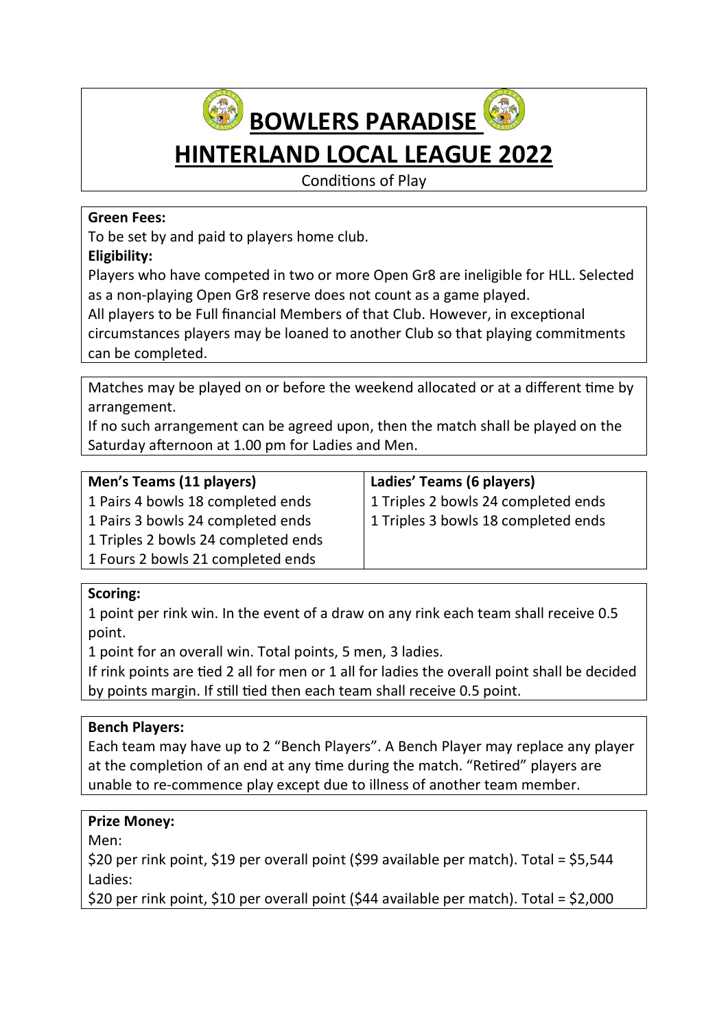# BOWLERS PARADISE

# HINTERLAND LOCAL LEAGUE 2022

Conditions of Play

**Green Fees:**

To be set by and paid to players home club.

**Eligibility:**

Players who have competed in two or more Open Gr8 are ineligible for HLL. Selected as a non-playing Open Gr8 reserve does not count as a game played.

All players to be Full financial Members of that Club. However, in exceptional circumstances players may be loaned to another Club so that playing commitments can be completed.

Matches may be played on or before the weekend allocated or at a different time by arrangement.

If no such arrangement can be agreed upon, then the match shall be played on the Saturday afternoon at 1.00 pm for Ladies and Men.

| Men's Teams (11 players) | Ladies' Teams (6 players) |
|---|---|
| 1 Pairs 4 bowls 18 completed ends | 1 Triples 2 bowls 24 completed ends |
| 1 Pairs 3 bowls 24 completed ends | 1 Triples 3 bowls 18 completed ends |
| 1 Triples 2 bowls 24 completed ends | |
| 1 Fours 2 bowls 21 completed ends | |

**Scoring:**

1 point per rink win. In the event of a draw on any rink each team shall receive 0.5 point.

1 point for an overall win. Total points, 5 men, 3 ladies.

If rink points are tied 2 all for men or 1 all for ladies the overall point shall be decided by points margin. If still tied then each team shall receive 0.5 point.

**Bench Players:**

Each team may have up to 2 "Bench Players". A Bench Player may replace any player at the completion of an end at any time during the match. "Retired" players are unable to re-commence play except due to illness of another team member.

**Prize Money:**

Men:

$20 per rink point, $19 per overall point ($99 available per match). Total = $5,544

Ladies:

$20 per rink point, $10 per overall point ($44 available per match). Total = $2,000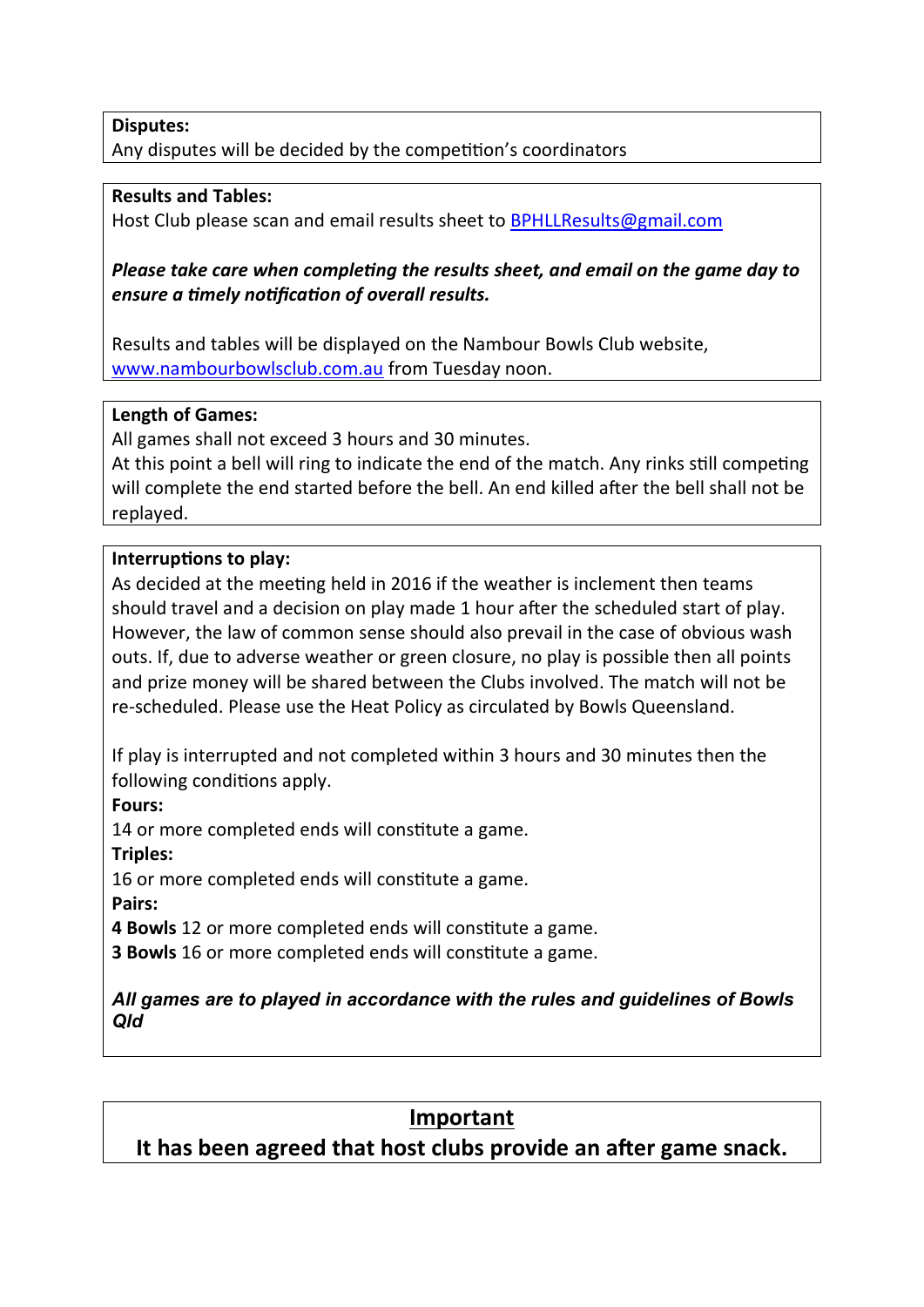**Disputes:**

Any disputes will be decided by the competition's coordinators

**Results and Tables:**

Host Club please scan and email results sheet to [BPHLLResults@gmail.com](mailto:BPHLLResults@gmail.com)

***Please take care when completing the results sheet, and email on the game day to ensure a timely notification of overall results.***

Results and tables will be displayed on the Nambour Bowls Club website, [www.nambourbowlsclub.com.au](http://www.nambourbowlsclub.com.au) from Tuesday noon.

**Length of Games:**

All games shall not exceed 3 hours and 30 minutes.

At this point a bell will ring to indicate the end of the match. Any rinks still competing will complete the end started before the bell. An end killed after the bell shall not be replayed.

**Interruptions to play:**

As decided at the meeting held in 2016 if the weather is inclement then teams should travel and a decision on play made 1 hour after the scheduled start of play. However, the law of common sense should also prevail in the case of obvious wash outs. If, due to adverse weather or green closure, no play is possible then all points and prize money will be shared between the Clubs involved. The match will not be re-scheduled. Please use the Heat Policy as circulated by Bowls Queensland.

If play is interrupted and not completed within 3 hours and 30 minutes then the following conditions apply.

**Fours:**

14 or more completed ends will constitute a game.

**Triples:**

16 or more completed ends will constitute a game.

**Pairs:**

**4 Bowls** 12 or more completed ends will constitute a game.

**3 Bowls** 16 or more completed ends will constitute a game.

***All games are to played in accordance with the rules and guidelines of Bowls Qld***

## <u>Important</u>

**It has been agreed that host clubs provide an after game snack.**